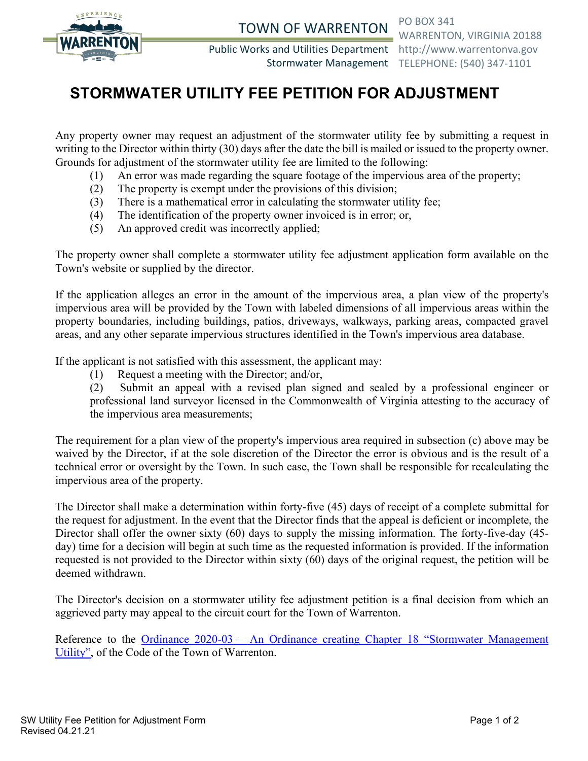TOWN OF WARRENTON
Public Works and Utilities Department
Stormwater Management

PO BOX 341
WARRENTON, VIRGINIA 20188
http://www.warrentonva.gov
TELEPHONE: (540) 347-1101

# STORMWATER UTILITY FEE PETITION FOR ADJUSTMENT

Any property owner may request an adjustment of the stormwater utility fee by submitting a request in writing to the Director within thirty (30) days after the date the bill is mailed or issued to the property owner. Grounds for adjustment of the stormwater utility fee are limited to the following:

(1) An error was made regarding the square footage of the impervious area of the property;
(2) The property is exempt under the provisions of this division;
(3) There is a mathematical error in calculating the stormwater utility fee;
(4) The identification of the property owner invoiced is in error; or,
(5) An approved credit was incorrectly applied;

The property owner shall complete a stormwater utility fee adjustment application form available on the Town's website or supplied by the director.

If the application alleges an error in the amount of the impervious area, a plan view of the property's impervious area will be provided by the Town with labeled dimensions of all impervious areas within the property boundaries, including buildings, patios, driveways, walkways, parking areas, compacted gravel areas, and any other separate impervious structures identified in the Town's impervious area database.

If the applicant is not satisfied with this assessment, the applicant may:

(1) Request a meeting with the Director; and/or,
(2) Submit an appeal with a revised plan signed and sealed by a professional engineer or professional land surveyor licensed in the Commonwealth of Virginia attesting to the accuracy of the impervious area measurements;

The requirement for a plan view of the property's impervious area required in subsection (c) above may be waived by the Director, if at the sole discretion of the Director the error is obvious and is the result of a technical error or oversight by the Town. In such case, the Town shall be responsible for recalculating the impervious area of the property.

The Director shall make a determination within forty-five (45) days of receipt of a complete submittal for the request for adjustment. In the event that the Director finds that the appeal is deficient or incomplete, the Director shall offer the owner sixty (60) days to supply the missing information. The forty-five-day (45-day) time for a decision will begin at such time as the requested information is provided. If the information requested is not provided to the Director within sixty (60) days of the original request, the petition will be deemed withdrawn.

The Director's decision on a stormwater utility fee adjustment petition is a final decision from which an aggrieved party may appeal to the circuit court for the Town of Warrenton.

Reference to the Ordinance 2020-03 – An Ordinance creating Chapter 18 "Stormwater Management Utility", of the Code of the Town of Warrenton.

SW Utility Fee Petition for Adjustment Form
Revised 04.21.21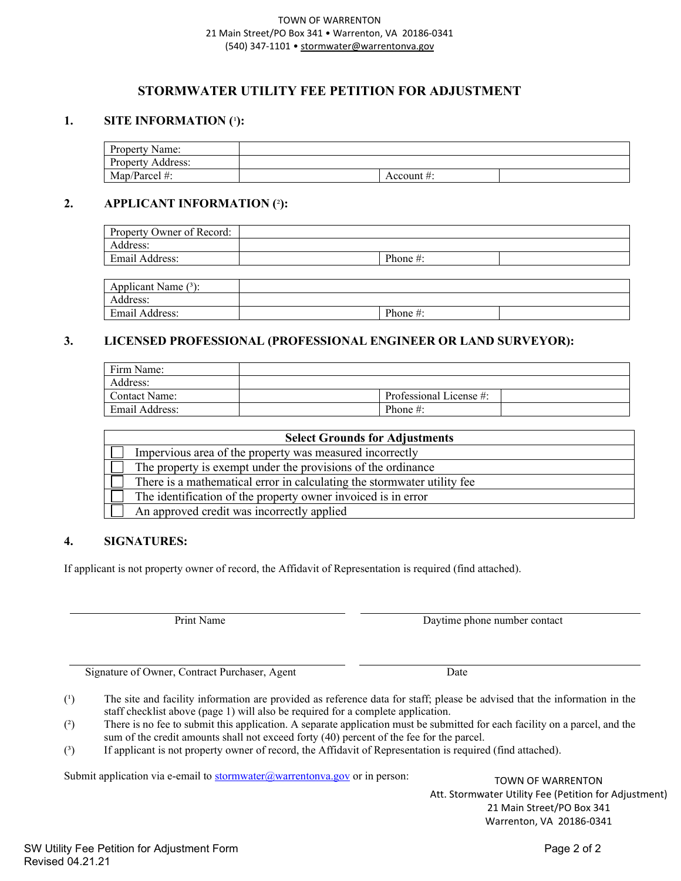TOWN OF WARRENTON
21 Main Street/PO Box 341 • Warrenton, VA 20186-0341
(540) 347-1101 • stormwater@warrentonva.gov

# STORMWATER UTILITY FEE PETITION FOR ADJUSTMENT

## 1. SITE INFORMATION ([1]):

| | | | |
|---|---|---|---|
| Property Name: | | | |
| Property Address: | | | |
| Map/Parcel #: | | Account #: | |

## 2. APPLICANT INFORMATION ([2]):

| | | | |
|---|---|---|---|
| Property Owner of Record: | | | |
| Address: | | | |
| Email Address: | | Phone #: | |

| | | | |
|---|---|---|---|
| Applicant Name ([3]): | | | |
| Address: | | | |
| Email Address: | | Phone #: | |

## 3. LICENSED PROFESSIONAL (PROFESSIONAL ENGINEER OR LAND SURVEYOR):

| | | | |
|---|---|---|---|
| Firm Name: | | | |
| Address: | | | |
| Contact Name: | | Professional License #: | |
| Email Address: | | Phone #: | |

| Select Grounds for Adjustments |
|---|
| ☐ Impervious area of the property was measured incorrectly |
| ☐ The property is exempt under the provisions of the ordinance |
| ☐ There is a mathematical error in calculating the stormwater utility fee |
| ☐ The identification of the property owner invoiced is in error |
| ☐ An approved credit was incorrectly applied |

## 4. SIGNATURES:

If applicant is not property owner of record, the Affidavit of Representation is required (find attached).

_______________________________ Print Name

_______________________________ Daytime phone number contact

_______________________________ Signature of Owner, Contract Purchaser, Agent

_______________________________ Date

([1]) The site and facility information are provided as reference data for staff; please be advised that the information in the staff checklist above (page 1) will also be required for a complete application.

([2]) There is no fee to submit this application. A separate application must be submitted for each facility on a parcel, and the sum of the credit amounts shall not exceed forty (40) percent of the fee for the parcel.

([3]) If applicant is not property owner of record, the Affidavit of Representation is required (find attached).

Submit application via e-email to stormwater@warrentonva.gov or in person:

TOWN OF WARRENTON
Att. Stormwater Utility Fee (Petition for Adjustment)
21 Main Street/PO Box 341
Warrenton, VA 20186-0341

SW Utility Fee Petition for Adjustment Form
Revised 04.21.21